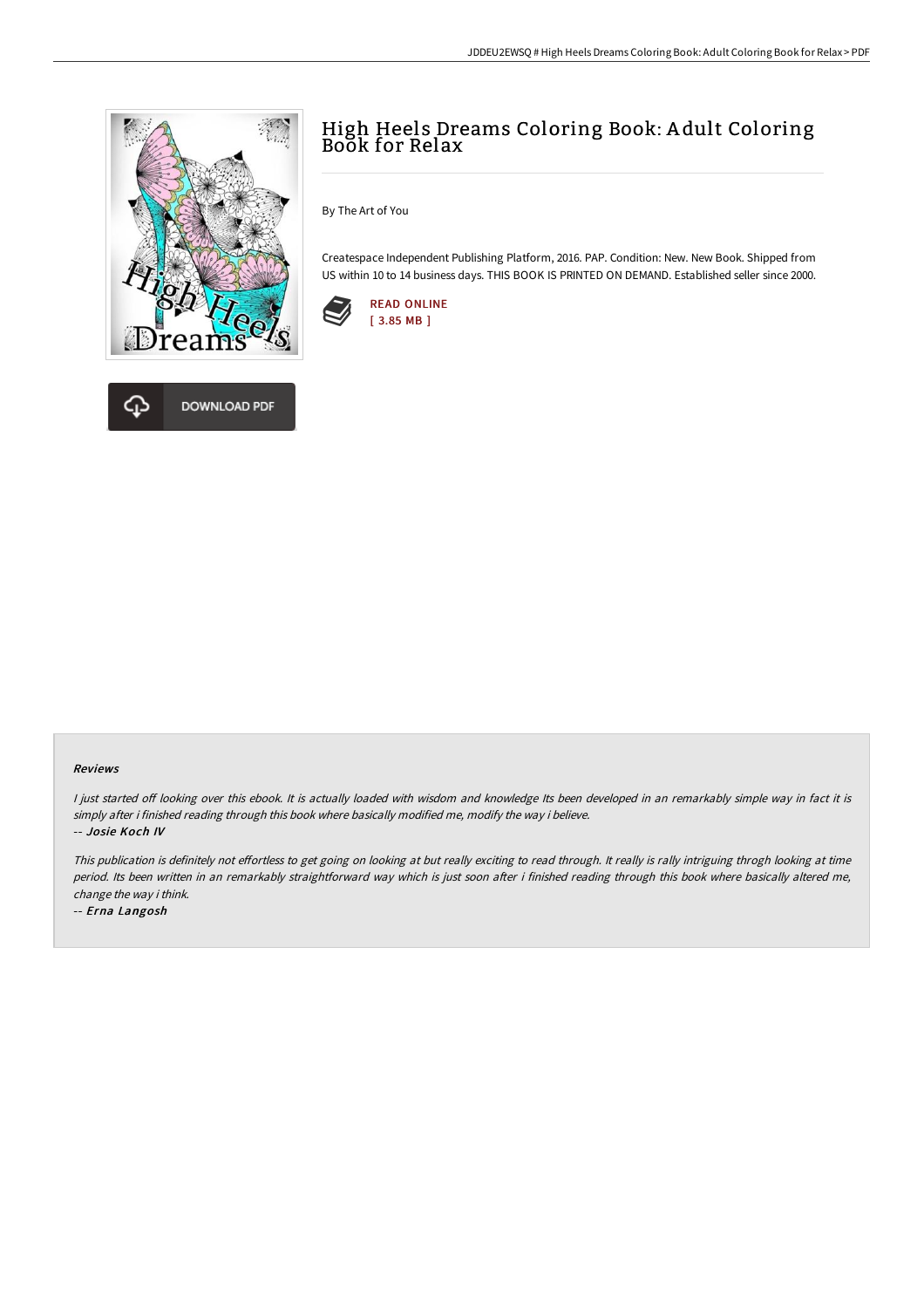# High Heels Dreams Coloring Book: Adult Coloring Book for Relax

By The Art of You

Createspace Independent Publishing Platform, 2016. PAP. Condition: New. New Book. Shipped from US within 10 to 14 business days. THIS BOOK IS PRINTED ON DEMAND. Established seller since 2000.

READ ONLINE
[ 3.85 MB ]

DOWNLOAD PDF

### Reviews

*I just started off looking over this ebook. It is actually loaded with wisdom and knowledge Its been developed in an remarkably simple way in fact it is simply after i finished reading through this book where basically modified me, modify the way i believe.*

*-- Josie Koch IV*

*This publication is definitely not effortless to get going on looking at but really exciting to read through. It really is rally intriguing throgh looking at time period. Its been written in an remarkably straightforward way which is just soon after i finished reading through this book where basically altered me, change the way i think.*

*-- Erna Langosh*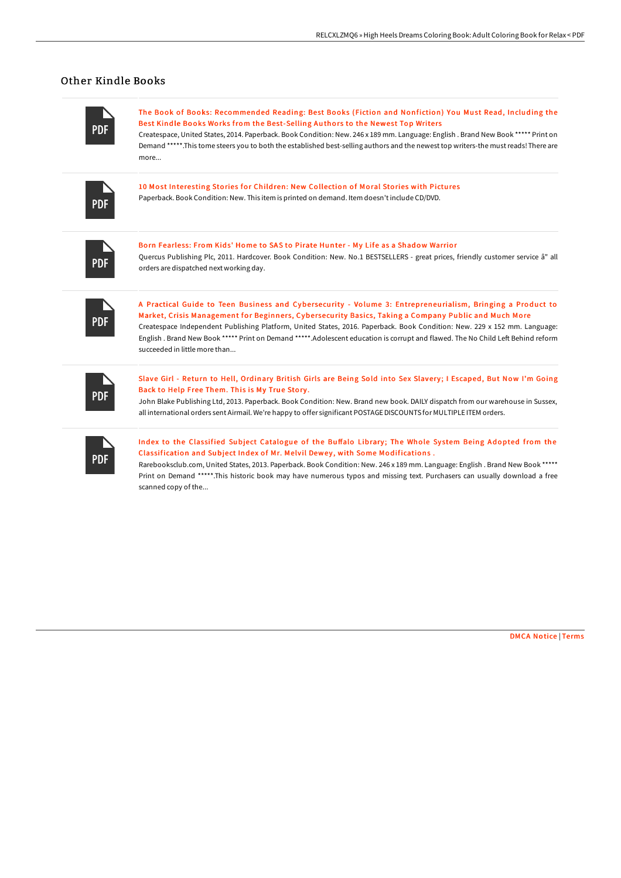## Other Kindle Books

**The Book of Books: Recommended Reading: Best Books (Fiction and Nonfiction) You Must Read, Including the Best Kindle Books Works from the Best-Selling Authors to the Newest Top Writers**
Createspace, United States, 2014. Paperback. Book Condition: New. 246 x 189 mm. Language: English . Brand New Book ***** Print on Demand *****.This tome steers you to both the established best-selling authors and the newest top writers-the must reads! There are more...

**10 Most Interesting Stories for Children: New Collection of Moral Stories with Pictures**
Paperback. Book Condition: New. This item is printed on demand. Item doesn't include CD/DVD.

**Born Fearless: From Kids' Home to SAS to Pirate Hunter - My Life as a Shadow Warrior**
Quercus Publishing Plc, 2011. Hardcover. Book Condition: New. No.1 BESTSELLERS - great prices, friendly customer service â" all orders are dispatched next working day.

**A Practical Guide to Teen Business and Cybersecurity - Volume 3: Entrepreneurialism, Bringing a Product to Market, Crisis Management for Beginners, Cybersecurity Basics, Taking a Company Public and Much More**
Createspace Independent Publishing Platform, United States, 2016. Paperback. Book Condition: New. 229 x 152 mm. Language: English . Brand New Book ***** Print on Demand *****.Adolescent education is corrupt and flawed. The No Child Left Behind reform succeeded in little more than...

**Slave Girl - Return to Hell, Ordinary British Girls are Being Sold into Sex Slavery; I Escaped, But Now I'm Going Back to Help Free Them. This is My True Story.**
John Blake Publishing Ltd, 2013. Paperback. Book Condition: New. Brand new book. DAILY dispatch from our warehouse in Sussex, all international orders sent Airmail. We're happy to offer significant POSTAGE DISCOUNTS for MULTIPLE ITEM orders.

**Index to the Classified Subject Catalogue of the Buffalo Library; The Whole System Being Adopted from the Classification and Subject Index of Mr. Melvil Dewey, with Some Modifications .**
Rarebooksclub.com, United States, 2013. Paperback. Book Condition: New. 246 x 189 mm. Language: English . Brand New Book ***** Print on Demand *****.This historic book may have numerous typos and missing text. Purchasers can usually download a free scanned copy of the...

DMCA Notice | Terms